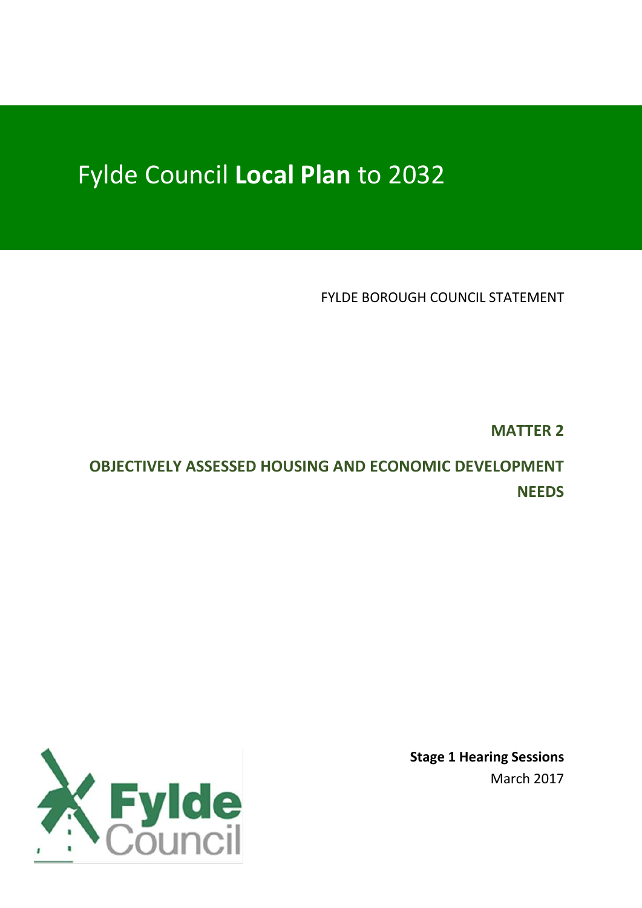# Fylde Council **Local Plan** to 2032

FYLDE BOROUGH COUNCIL STATEMENT

**MATTER 2**

**OBJECTIVELY ASSESSED HOUSING AND ECONOMIC DEVELOPMENT NEEDS**

**Stage 1 Hearing Sessions**
March 2017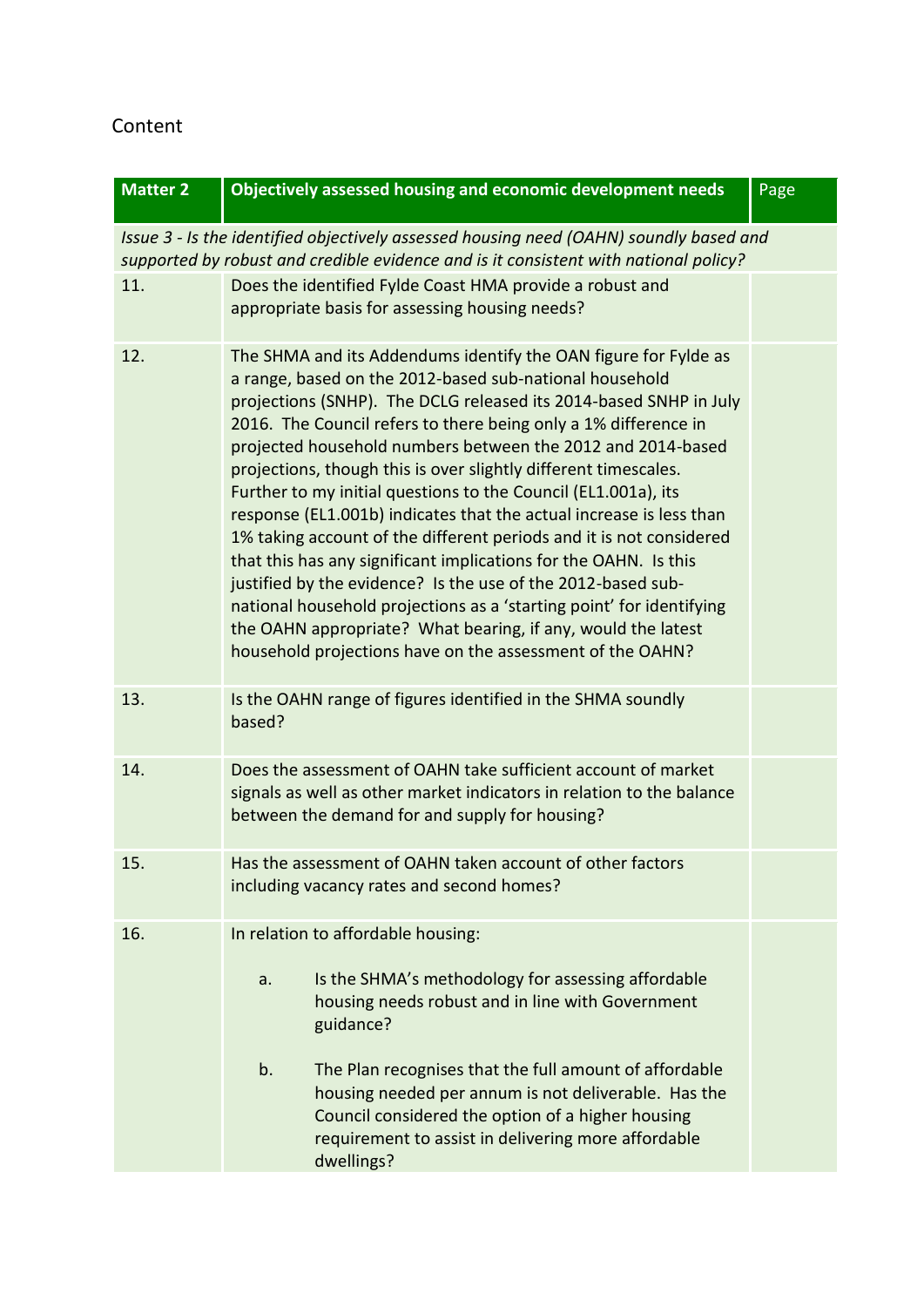Content

| Matter 2 | Objectively assessed housing and economic development needs | Page |
|---|---|---|
| *Issue 3 - Is the identified objectively assessed housing need (OAHN) soundly based and supported by robust and credible evidence and is it consistent with national policy?* | | |
| 11. | Does the identified Fylde Coast HMA provide a robust and appropriate basis for assessing housing needs? | |
| 12. | The SHMA and its Addendums identify the OAN figure for Fylde as a range, based on the 2012-based sub-national household projections (SNHP). The DCLG released its 2014-based SNHP in July 2016. The Council refers to there being only a 1% difference in projected household numbers between the 2012 and 2014-based projections, though this is over slightly different timescales. Further to my initial questions to the Council (EL1.001a), its response (EL1.001b) indicates that the actual increase is less than 1% taking account of the different periods and it is not considered that this has any significant implications for the OAHN. Is this justified by the evidence? Is the use of the 2012-based sub-national household projections as a 'starting point' for identifying the OAHN appropriate? What bearing, if any, would the latest household projections have on the assessment of the OAHN? | |
| 13. | Is the OAHN range of figures identified in the SHMA soundly based? | |
| 14. | Does the assessment of OAHN take sufficient account of market signals as well as other market indicators in relation to the balance between the demand for and supply for housing? | |
| 15. | Has the assessment of OAHN taken account of other factors including vacancy rates and second homes? | |
| 16. | In relation to affordable housing:<br><br>a. Is the SHMA's methodology for assessing affordable housing needs robust and in line with Government guidance?<br><br>b. The Plan recognises that the full amount of affordable housing needed per annum is not deliverable. Has the Council considered the option of a higher housing requirement to assist in delivering more affordable dwellings? | |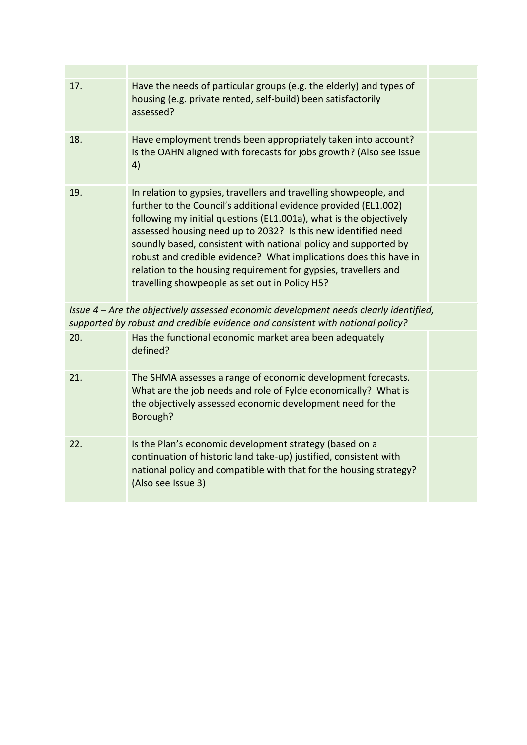| | | |
|---|---|---|
| 17. | Have the needs of particular groups (e.g. the elderly) and types of housing (e.g. private rented, self-build) been satisfactorily assessed? | |
| 18. | Have employment trends been appropriately taken into account? Is the OAHN aligned with forecasts for jobs growth? (Also see Issue 4) | |
| 19. | In relation to gypsies, travellers and travelling showpeople, and further to the Council's additional evidence provided (EL1.002) following my initial questions (EL1.001a), what is the objectively assessed housing need up to 2032? Is this new identified need soundly based, consistent with national policy and supported by robust and credible evidence? What implications does this have in relation to the housing requirement for gypsies, travellers and travelling showpeople as set out in Policy H5? | |
| *Issue 4 – Are the objectively assessed economic development needs clearly identified, supported by robust and credible evidence and consistent with national policy?* | | |
| 20. | Has the functional economic market area been adequately defined? | |
| 21. | The SHMA assesses a range of economic development forecasts. What are the job needs and role of Fylde economically? What is the objectively assessed economic development need for the Borough? | |
| 22. | Is the Plan's economic development strategy (based on a continuation of historic land take-up) justified, consistent with national policy and compatible with that for the housing strategy? (Also see Issue 3) | |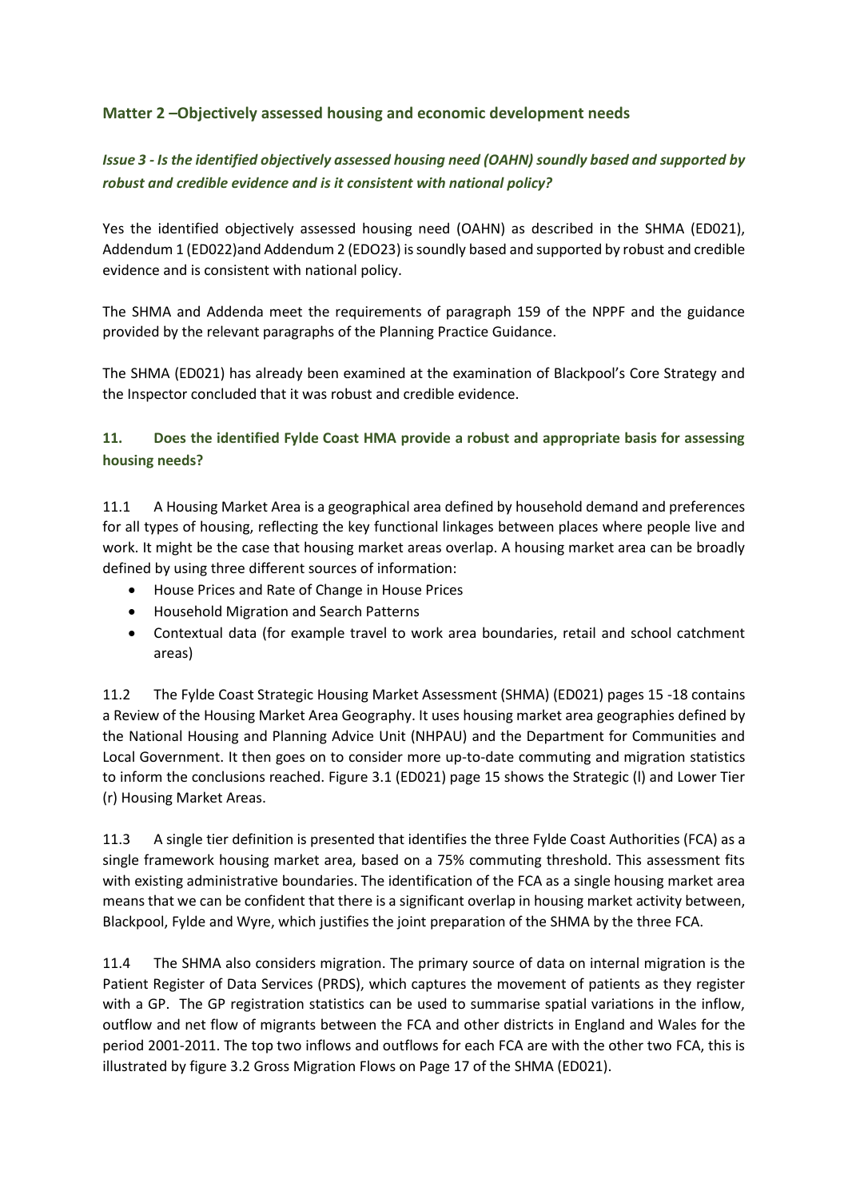## Matter 2 –Objectively assessed housing and economic development needs

### *Issue 3 - Is the identified objectively assessed housing need (OAHN) soundly based and supported by robust and credible evidence and is it consistent with national policy?*

Yes the identified objectively assessed housing need (OAHN) as described in the SHMA (ED021), Addendum 1 (ED022)and Addendum 2 (EDO23) is soundly based and supported by robust and credible evidence and is consistent with national policy.

The SHMA and Addenda meet the requirements of paragraph 159 of the NPPF and the guidance provided by the relevant paragraphs of the Planning Practice Guidance.

The SHMA (ED021) has already been examined at the examination of Blackpool's Core Strategy and the Inspector concluded that it was robust and credible evidence.

### 11. Does the identified Fylde Coast HMA provide a robust and appropriate basis for assessing housing needs?

11.1 A Housing Market Area is a geographical area defined by household demand and preferences for all types of housing, reflecting the key functional linkages between places where people live and work. It might be the case that housing market areas overlap. A housing market area can be broadly defined by using three different sources of information:

- House Prices and Rate of Change in House Prices
- Household Migration and Search Patterns
- Contextual data (for example travel to work area boundaries, retail and school catchment areas)

11.2 The Fylde Coast Strategic Housing Market Assessment (SHMA) (ED021) pages 15 -18 contains a Review of the Housing Market Area Geography. It uses housing market area geographies defined by the National Housing and Planning Advice Unit (NHPAU) and the Department for Communities and Local Government. It then goes on to consider more up-to-date commuting and migration statistics to inform the conclusions reached. Figure 3.1 (ED021) page 15 shows the Strategic (l) and Lower Tier (r) Housing Market Areas.

11.3 A single tier definition is presented that identifies the three Fylde Coast Authorities (FCA) as a single framework housing market area, based on a 75% commuting threshold. This assessment fits with existing administrative boundaries. The identification of the FCA as a single housing market area means that we can be confident that there is a significant overlap in housing market activity between, Blackpool, Fylde and Wyre, which justifies the joint preparation of the SHMA by the three FCA.

11.4 The SHMA also considers migration. The primary source of data on internal migration is the Patient Register of Data Services (PRDS), which captures the movement of patients as they register with a GP. The GP registration statistics can be used to summarise spatial variations in the inflow, outflow and net flow of migrants between the FCA and other districts in England and Wales for the period 2001-2011. The top two inflows and outflows for each FCA are with the other two FCA, this is illustrated by figure 3.2 Gross Migration Flows on Page 17 of the SHMA (ED021).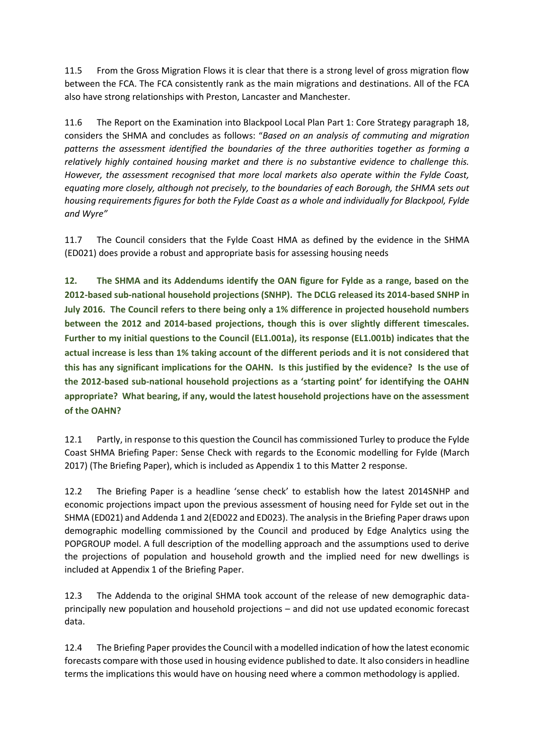11.5 From the Gross Migration Flows it is clear that there is a strong level of gross migration flow between the FCA. The FCA consistently rank as the main migrations and destinations. All of the FCA also have strong relationships with Preston, Lancaster and Manchester.

11.6 The Report on the Examination into Blackpool Local Plan Part 1: Core Strategy paragraph 18, considers the SHMA and concludes as follows: "*Based on an analysis of commuting and migration patterns the assessment identified the boundaries of the three authorities together as forming a relatively highly contained housing market and there is no substantive evidence to challenge this. However, the assessment recognised that more local markets also operate within the Fylde Coast, equating more closely, although not precisely, to the boundaries of each Borough, the SHMA sets out housing requirements figures for both the Fylde Coast as a whole and individually for Blackpool, Fylde and Wyre"*

11.7 The Council considers that the Fylde Coast HMA as defined by the evidence in the SHMA (ED021) does provide a robust and appropriate basis for assessing housing needs

**12. The SHMA and its Addendums identify the OAN figure for Fylde as a range, based on the 2012-based sub-national household projections (SNHP). The DCLG released its 2014-based SNHP in July 2016. The Council refers to there being only a 1% difference in projected household numbers between the 2012 and 2014-based projections, though this is over slightly different timescales. Further to my initial questions to the Council (EL1.001a), its response (EL1.001b) indicates that the actual increase is less than 1% taking account of the different periods and it is not considered that this has any significant implications for the OAHN. Is this justified by the evidence? Is the use of the 2012-based sub-national household projections as a 'starting point' for identifying the OAHN appropriate? What bearing, if any, would the latest household projections have on the assessment of the OAHN?**

12.1 Partly, in response to this question the Council has commissioned Turley to produce the Fylde Coast SHMA Briefing Paper: Sense Check with regards to the Economic modelling for Fylde (March 2017) (The Briefing Paper), which is included as Appendix 1 to this Matter 2 response.

12.2 The Briefing Paper is a headline 'sense check' to establish how the latest 2014SNHP and economic projections impact upon the previous assessment of housing need for Fylde set out in the SHMA (ED021) and Addenda 1 and 2(ED022 and ED023). The analysis in the Briefing Paper draws upon demographic modelling commissioned by the Council and produced by Edge Analytics using the POPGROUP model. A full description of the modelling approach and the assumptions used to derive the projections of population and household growth and the implied need for new dwellings is included at Appendix 1 of the Briefing Paper.

12.3 The Addenda to the original SHMA took account of the release of new demographic data-principally new population and household projections – and did not use updated economic forecast data.

12.4 The Briefing Paper provides the Council with a modelled indication of how the latest economic forecasts compare with those used in housing evidence published to date. It also considers in headline terms the implications this would have on housing need where a common methodology is applied.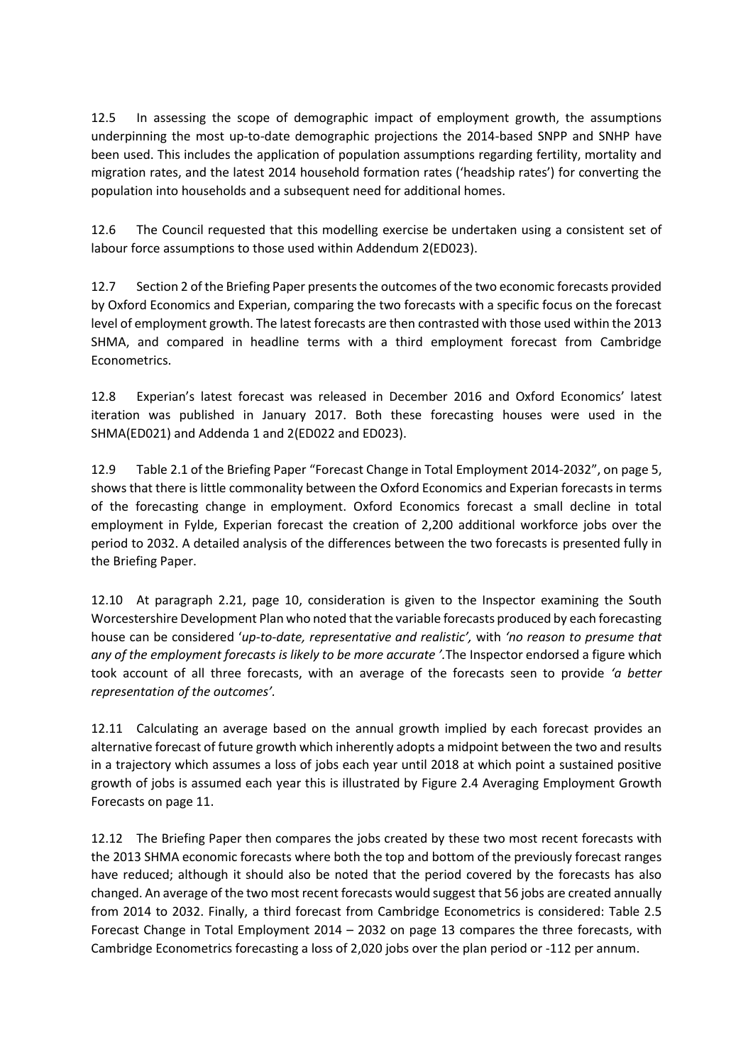12.5 In assessing the scope of demographic impact of employment growth, the assumptions underpinning the most up-to-date demographic projections the 2014-based SNPP and SNHP have been used. This includes the application of population assumptions regarding fertility, mortality and migration rates, and the latest 2014 household formation rates ('headship rates') for converting the population into households and a subsequent need for additional homes.

12.6 The Council requested that this modelling exercise be undertaken using a consistent set of labour force assumptions to those used within Addendum 2(ED023).

12.7 Section 2 of the Briefing Paper presents the outcomes of the two economic forecasts provided by Oxford Economics and Experian, comparing the two forecasts with a specific focus on the forecast level of employment growth. The latest forecasts are then contrasted with those used within the 2013 SHMA, and compared in headline terms with a third employment forecast from Cambridge Econometrics.

12.8 Experian's latest forecast was released in December 2016 and Oxford Economics' latest iteration was published in January 2017. Both these forecasting houses were used in the SHMA(ED021) and Addenda 1 and 2(ED022 and ED023).

12.9 Table 2.1 of the Briefing Paper "Forecast Change in Total Employment 2014-2032", on page 5, shows that there is little commonality between the Oxford Economics and Experian forecasts in terms of the forecasting change in employment. Oxford Economics forecast a small decline in total employment in Fylde, Experian forecast the creation of 2,200 additional workforce jobs over the period to 2032. A detailed analysis of the differences between the two forecasts is presented fully in the Briefing Paper.

12.10 At paragraph 2.21, page 10, consideration is given to the Inspector examining the South Worcestershire Development Plan who noted that the variable forecasts produced by each forecasting house can be considered '*up-to-date, representative and realistic',* with *'no reason to presume that any of the employment forecasts is likely to be more accurate '.*The Inspector endorsed a figure which took account of all three forecasts, with an average of the forecasts seen to provide *'a better representation of the outcomes'*.

12.11 Calculating an average based on the annual growth implied by each forecast provides an alternative forecast of future growth which inherently adopts a midpoint between the two and results in a trajectory which assumes a loss of jobs each year until 2018 at which point a sustained positive growth of jobs is assumed each year this is illustrated by Figure 2.4 Averaging Employment Growth Forecasts on page 11.

12.12 The Briefing Paper then compares the jobs created by these two most recent forecasts with the 2013 SHMA economic forecasts where both the top and bottom of the previously forecast ranges have reduced; although it should also be noted that the period covered by the forecasts has also changed. An average of the two most recent forecasts would suggest that 56 jobs are created annually from 2014 to 2032. Finally, a third forecast from Cambridge Econometrics is considered: Table 2.5 Forecast Change in Total Employment 2014 – 2032 on page 13 compares the three forecasts, with Cambridge Econometrics forecasting a loss of 2,020 jobs over the plan period or -112 per annum.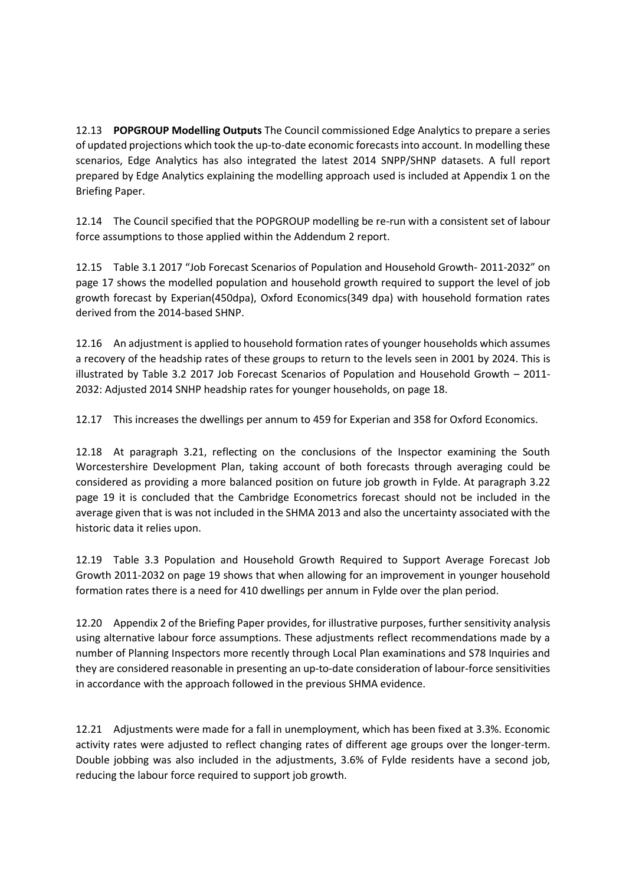12.13 **POPGROUP Modelling Outputs** The Council commissioned Edge Analytics to prepare a series of updated projections which took the up-to-date economic forecasts into account. In modelling these scenarios, Edge Analytics has also integrated the latest 2014 SNPP/SHNP datasets. A full report prepared by Edge Analytics explaining the modelling approach used is included at Appendix 1 on the Briefing Paper.

12.14 The Council specified that the POPGROUP modelling be re-run with a consistent set of labour force assumptions to those applied within the Addendum 2 report.

12.15 Table 3.1 2017 "Job Forecast Scenarios of Population and Household Growth- 2011-2032" on page 17 shows the modelled population and household growth required to support the level of job growth forecast by Experian(450dpa), Oxford Economics(349 dpa) with household formation rates derived from the 2014-based SHNP.

12.16 An adjustment is applied to household formation rates of younger households which assumes a recovery of the headship rates of these groups to return to the levels seen in 2001 by 2024. This is illustrated by Table 3.2 2017 Job Forecast Scenarios of Population and Household Growth – 2011-2032: Adjusted 2014 SNHP headship rates for younger households, on page 18.

12.17 This increases the dwellings per annum to 459 for Experian and 358 for Oxford Economics.

12.18 At paragraph 3.21, reflecting on the conclusions of the Inspector examining the South Worcestershire Development Plan, taking account of both forecasts through averaging could be considered as providing a more balanced position on future job growth in Fylde. At paragraph 3.22 page 19 it is concluded that the Cambridge Econometrics forecast should not be included in the average given that is was not included in the SHMA 2013 and also the uncertainty associated with the historic data it relies upon.

12.19 Table 3.3 Population and Household Growth Required to Support Average Forecast Job Growth 2011-2032 on page 19 shows that when allowing for an improvement in younger household formation rates there is a need for 410 dwellings per annum in Fylde over the plan period.

12.20 Appendix 2 of the Briefing Paper provides, for illustrative purposes, further sensitivity analysis using alternative labour force assumptions. These adjustments reflect recommendations made by a number of Planning Inspectors more recently through Local Plan examinations and S78 Inquiries and they are considered reasonable in presenting an up-to-date consideration of labour-force sensitivities in accordance with the approach followed in the previous SHMA evidence.

12.21 Adjustments were made for a fall in unemployment, which has been fixed at 3.3%. Economic activity rates were adjusted to reflect changing rates of different age groups over the longer-term. Double jobbing was also included in the adjustments, 3.6% of Fylde residents have a second job, reducing the labour force required to support job growth.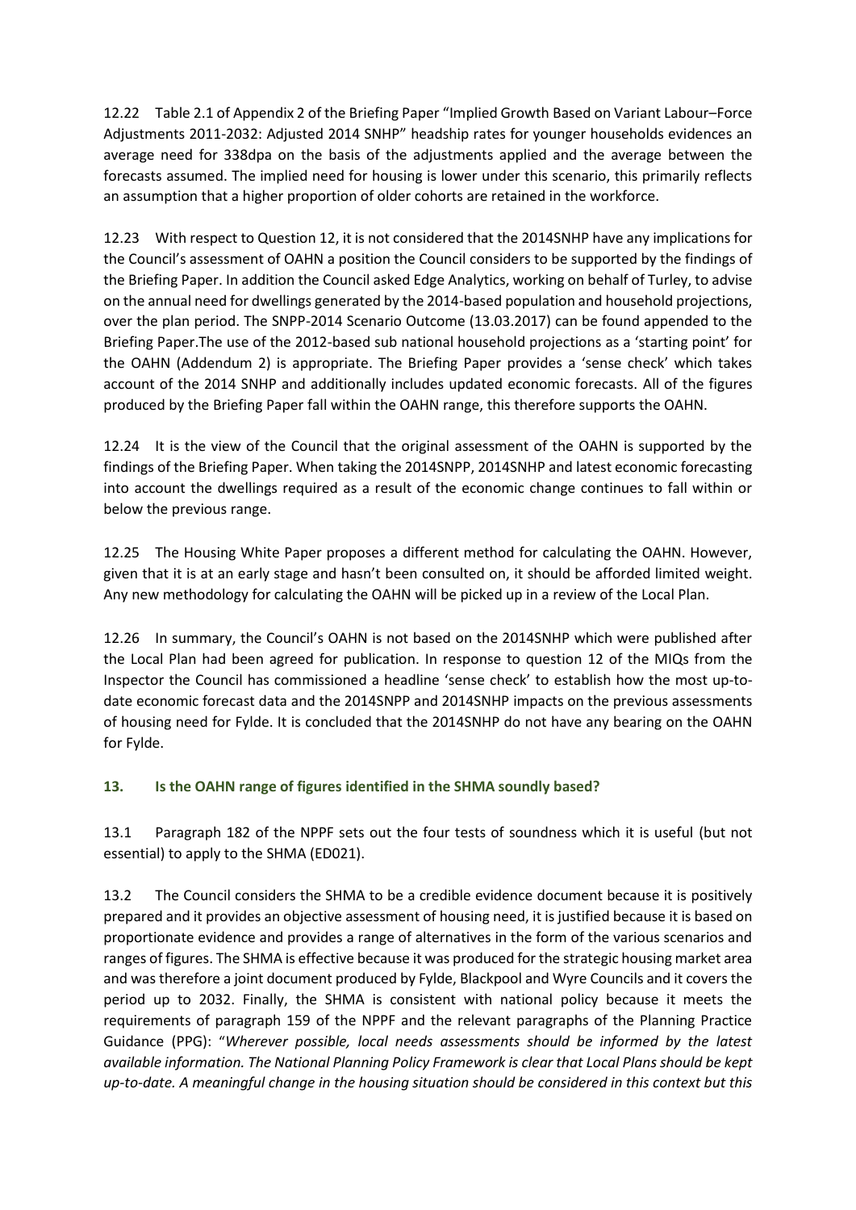12.22 Table 2.1 of Appendix 2 of the Briefing Paper "Implied Growth Based on Variant Labour–Force Adjustments 2011-2032: Adjusted 2014 SNHP" headship rates for younger households evidences an average need for 338dpa on the basis of the adjustments applied and the average between the forecasts assumed. The implied need for housing is lower under this scenario, this primarily reflects an assumption that a higher proportion of older cohorts are retained in the workforce.

12.23 With respect to Question 12, it is not considered that the 2014SNHP have any implications for the Council's assessment of OAHN a position the Council considers to be supported by the findings of the Briefing Paper. In addition the Council asked Edge Analytics, working on behalf of Turley, to advise on the annual need for dwellings generated by the 2014-based population and household projections, over the plan period. The SNPP-2014 Scenario Outcome (13.03.2017) can be found appended to the Briefing Paper.The use of the 2012-based sub national household projections as a 'starting point' for the OAHN (Addendum 2) is appropriate. The Briefing Paper provides a 'sense check' which takes account of the 2014 SNHP and additionally includes updated economic forecasts. All of the figures produced by the Briefing Paper fall within the OAHN range, this therefore supports the OAHN.

12.24 It is the view of the Council that the original assessment of the OAHN is supported by the findings of the Briefing Paper. When taking the 2014SNPP, 2014SNHP and latest economic forecasting into account the dwellings required as a result of the economic change continues to fall within or below the previous range.

12.25 The Housing White Paper proposes a different method for calculating the OAHN. However, given that it is at an early stage and hasn't been consulted on, it should be afforded limited weight. Any new methodology for calculating the OAHN will be picked up in a review of the Local Plan.

12.26 In summary, the Council's OAHN is not based on the 2014SNHP which were published after the Local Plan had been agreed for publication. In response to question 12 of the MIQs from the Inspector the Council has commissioned a headline 'sense check' to establish how the most up-to-date economic forecast data and the 2014SNPP and 2014SNHP impacts on the previous assessments of housing need for Fylde. It is concluded that the 2014SNHP do not have any bearing on the OAHN for Fylde.

### 13. Is the OAHN range of figures identified in the SHMA soundly based?

13.1 Paragraph 182 of the NPPF sets out the four tests of soundness which it is useful (but not essential) to apply to the SHMA (ED021).

13.2 The Council considers the SHMA to be a credible evidence document because it is positively prepared and it provides an objective assessment of housing need, it is justified because it is based on proportionate evidence and provides a range of alternatives in the form of the various scenarios and ranges of figures. The SHMA is effective because it was produced for the strategic housing market area and was therefore a joint document produced by Fylde, Blackpool and Wyre Councils and it covers the period up to 2032. Finally, the SHMA is consistent with national policy because it meets the requirements of paragraph 159 of the NPPF and the relevant paragraphs of the Planning Practice Guidance (PPG): "*Wherever possible, local needs assessments should be informed by the latest available information. The National Planning Policy Framework is clear that Local Plans should be kept up-to-date. A meaningful change in the housing situation should be considered in this context but this*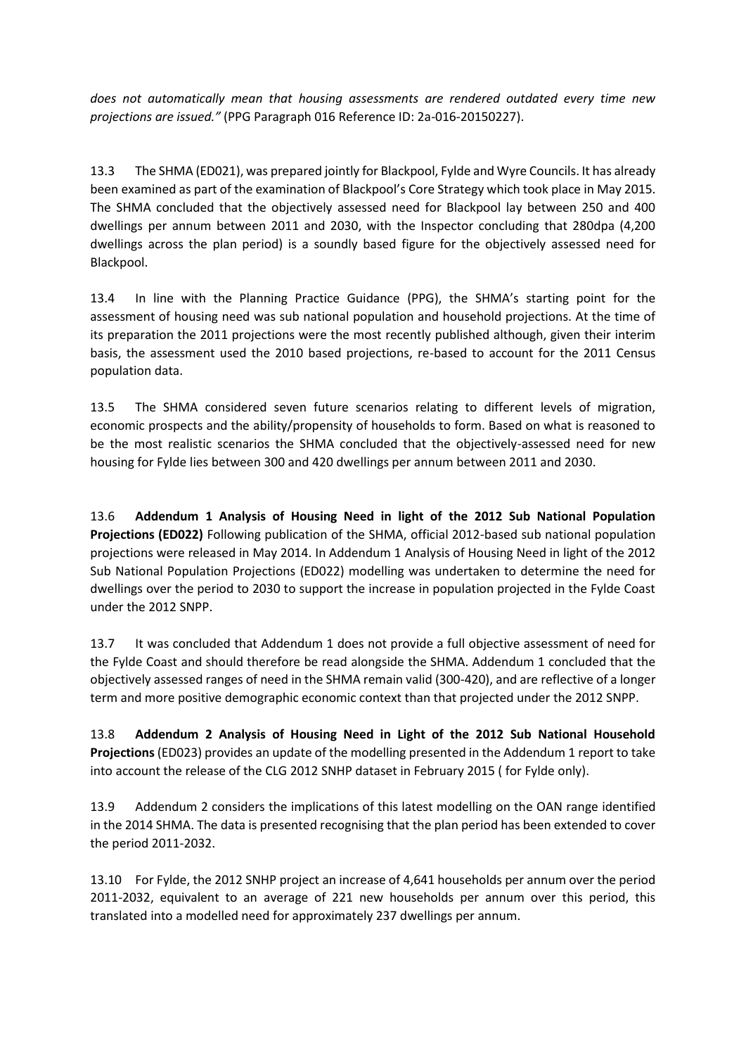*does not automatically mean that housing assessments are rendered outdated every time new projections are issued."* (PPG Paragraph 016 Reference ID: 2a-016-20150227).

13.3 The SHMA (ED021), was prepared jointly for Blackpool, Fylde and Wyre Councils. It has already been examined as part of the examination of Blackpool's Core Strategy which took place in May 2015. The SHMA concluded that the objectively assessed need for Blackpool lay between 250 and 400 dwellings per annum between 2011 and 2030, with the Inspector concluding that 280dpa (4,200 dwellings across the plan period) is a soundly based figure for the objectively assessed need for Blackpool.

13.4 In line with the Planning Practice Guidance (PPG), the SHMA's starting point for the assessment of housing need was sub national population and household projections. At the time of its preparation the 2011 projections were the most recently published although, given their interim basis, the assessment used the 2010 based projections, re-based to account for the 2011 Census population data.

13.5 The SHMA considered seven future scenarios relating to different levels of migration, economic prospects and the ability/propensity of households to form. Based on what is reasoned to be the most realistic scenarios the SHMA concluded that the objectively-assessed need for new housing for Fylde lies between 300 and 420 dwellings per annum between 2011 and 2030.

13.6 **Addendum 1 Analysis of Housing Need in light of the 2012 Sub National Population Projections (ED022)** Following publication of the SHMA, official 2012-based sub national population projections were released in May 2014. In Addendum 1 Analysis of Housing Need in light of the 2012 Sub National Population Projections (ED022) modelling was undertaken to determine the need for dwellings over the period to 2030 to support the increase in population projected in the Fylde Coast under the 2012 SNPP.

13.7 It was concluded that Addendum 1 does not provide a full objective assessment of need for the Fylde Coast and should therefore be read alongside the SHMA. Addendum 1 concluded that the objectively assessed ranges of need in the SHMA remain valid (300-420), and are reflective of a longer term and more positive demographic economic context than that projected under the 2012 SNPP.

13.8 **Addendum 2 Analysis of Housing Need in Light of the 2012 Sub National Household Projections** (ED023) provides an update of the modelling presented in the Addendum 1 report to take into account the release of the CLG 2012 SNHP dataset in February 2015 ( for Fylde only).

13.9 Addendum 2 considers the implications of this latest modelling on the OAN range identified in the 2014 SHMA. The data is presented recognising that the plan period has been extended to cover the period 2011-2032.

13.10 For Fylde, the 2012 SNHP project an increase of 4,641 households per annum over the period 2011-2032, equivalent to an average of 221 new households per annum over this period, this translated into a modelled need for approximately 237 dwellings per annum.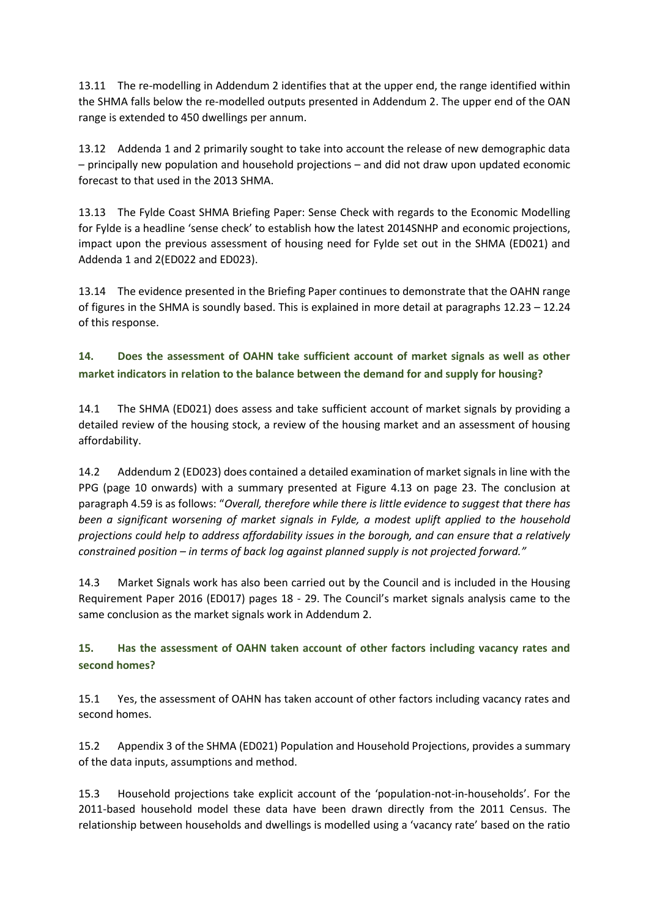13.11 The re-modelling in Addendum 2 identifies that at the upper end, the range identified within the SHMA falls below the re-modelled outputs presented in Addendum 2. The upper end of the OAN range is extended to 450 dwellings per annum.

13.12 Addenda 1 and 2 primarily sought to take into account the release of new demographic data – principally new population and household projections – and did not draw upon updated economic forecast to that used in the 2013 SHMA.

13.13 The Fylde Coast SHMA Briefing Paper: Sense Check with regards to the Economic Modelling for Fylde is a headline 'sense check' to establish how the latest 2014SNHP and economic projections, impact upon the previous assessment of housing need for Fylde set out in the SHMA (ED021) and Addenda 1 and 2(ED022 and ED023).

13.14 The evidence presented in the Briefing Paper continues to demonstrate that the OAHN range of figures in the SHMA is soundly based. This is explained in more detail at paragraphs 12.23 – 12.24 of this response.

## 14. Does the assessment of OAHN take sufficient account of market signals as well as other market indicators in relation to the balance between the demand for and supply for housing?

14.1 The SHMA (ED021) does assess and take sufficient account of market signals by providing a detailed review of the housing stock, a review of the housing market and an assessment of housing affordability.

14.2 Addendum 2 (ED023) does contained a detailed examination of market signals in line with the PPG (page 10 onwards) with a summary presented at Figure 4.13 on page 23. The conclusion at paragraph 4.59 is as follows: "*Overall, therefore while there is little evidence to suggest that there has been a significant worsening of market signals in Fylde, a modest uplift applied to the household projections could help to address affordability issues in the borough, and can ensure that a relatively constrained position – in terms of back log against planned supply is not projected forward.*"

14.3 Market Signals work has also been carried out by the Council and is included in the Housing Requirement Paper 2016 (ED017) pages 18 - 29. The Council's market signals analysis came to the same conclusion as the market signals work in Addendum 2.

## 15. Has the assessment of OAHN taken account of other factors including vacancy rates and second homes?

15.1 Yes, the assessment of OAHN has taken account of other factors including vacancy rates and second homes.

15.2 Appendix 3 of the SHMA (ED021) Population and Household Projections, provides a summary of the data inputs, assumptions and method.

15.3 Household projections take explicit account of the 'population-not-in-households'. For the 2011-based household model these data have been drawn directly from the 2011 Census. The relationship between households and dwellings is modelled using a 'vacancy rate' based on the ratio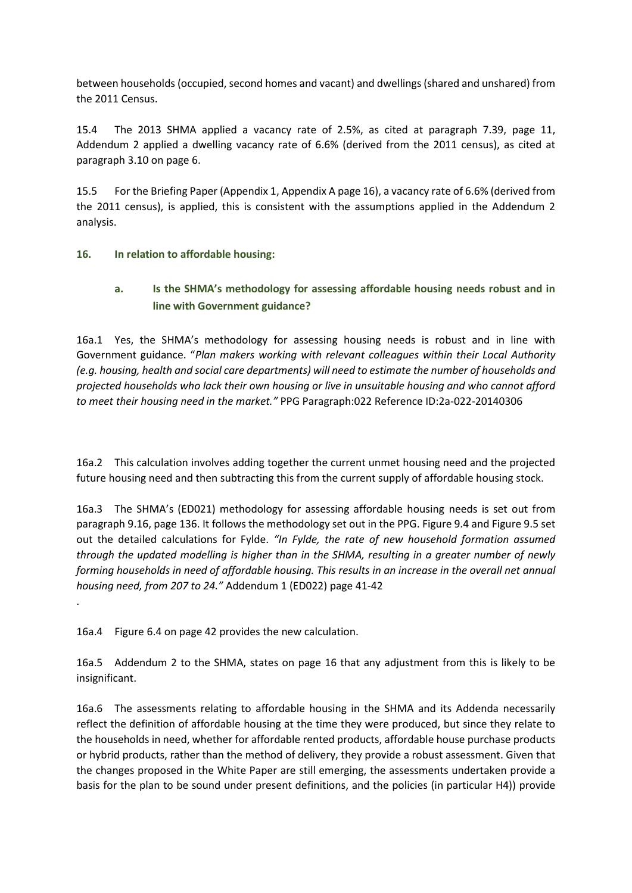between households (occupied, second homes and vacant) and dwellings (shared and unshared) from the 2011 Census.

15.4 The 2013 SHMA applied a vacancy rate of 2.5%, as cited at paragraph 7.39, page 11, Addendum 2 applied a dwelling vacancy rate of 6.6% (derived from the 2011 census), as cited at paragraph 3.10 on page 6.

15.5 For the Briefing Paper (Appendix 1, Appendix A page 16), a vacancy rate of 6.6% (derived from the 2011 census), is applied, this is consistent with the assumptions applied in the Addendum 2 analysis.

**16. In relation to affordable housing:**

**a. Is the SHMA's methodology for assessing affordable housing needs robust and in line with Government guidance?**

16a.1 Yes, the SHMA's methodology for assessing housing needs is robust and in line with Government guidance. "*Plan makers working with relevant colleagues within their Local Authority (e.g. housing, health and social care departments) will need to estimate the number of households and projected households who lack their own housing or live in unsuitable housing and who cannot afford to meet their housing need in the market.*" PPG Paragraph:022 Reference ID:2a-022-20140306

16a.2 This calculation involves adding together the current unmet housing need and the projected future housing need and then subtracting this from the current supply of affordable housing stock.

16a.3 The SHMA's (ED021) methodology for assessing affordable housing needs is set out from paragraph 9.16, page 136. It follows the methodology set out in the PPG. Figure 9.4 and Figure 9.5 set out the detailed calculations for Fylde. *"In Fylde, the rate of new household formation assumed through the updated modelling is higher than in the SHMA, resulting in a greater number of newly forming households in need of affordable housing. This results in an increase in the overall net annual housing need, from 207 to 24."* Addendum 1 (ED022) page 41-42

.

16a.4 Figure 6.4 on page 42 provides the new calculation.

16a.5 Addendum 2 to the SHMA, states on page 16 that any adjustment from this is likely to be insignificant.

16a.6 The assessments relating to affordable housing in the SHMA and its Addenda necessarily reflect the definition of affordable housing at the time they were produced, but since they relate to the households in need, whether for affordable rented products, affordable house purchase products or hybrid products, rather than the method of delivery, they provide a robust assessment. Given that the changes proposed in the White Paper are still emerging, the assessments undertaken provide a basis for the plan to be sound under present definitions, and the policies (in particular H4)) provide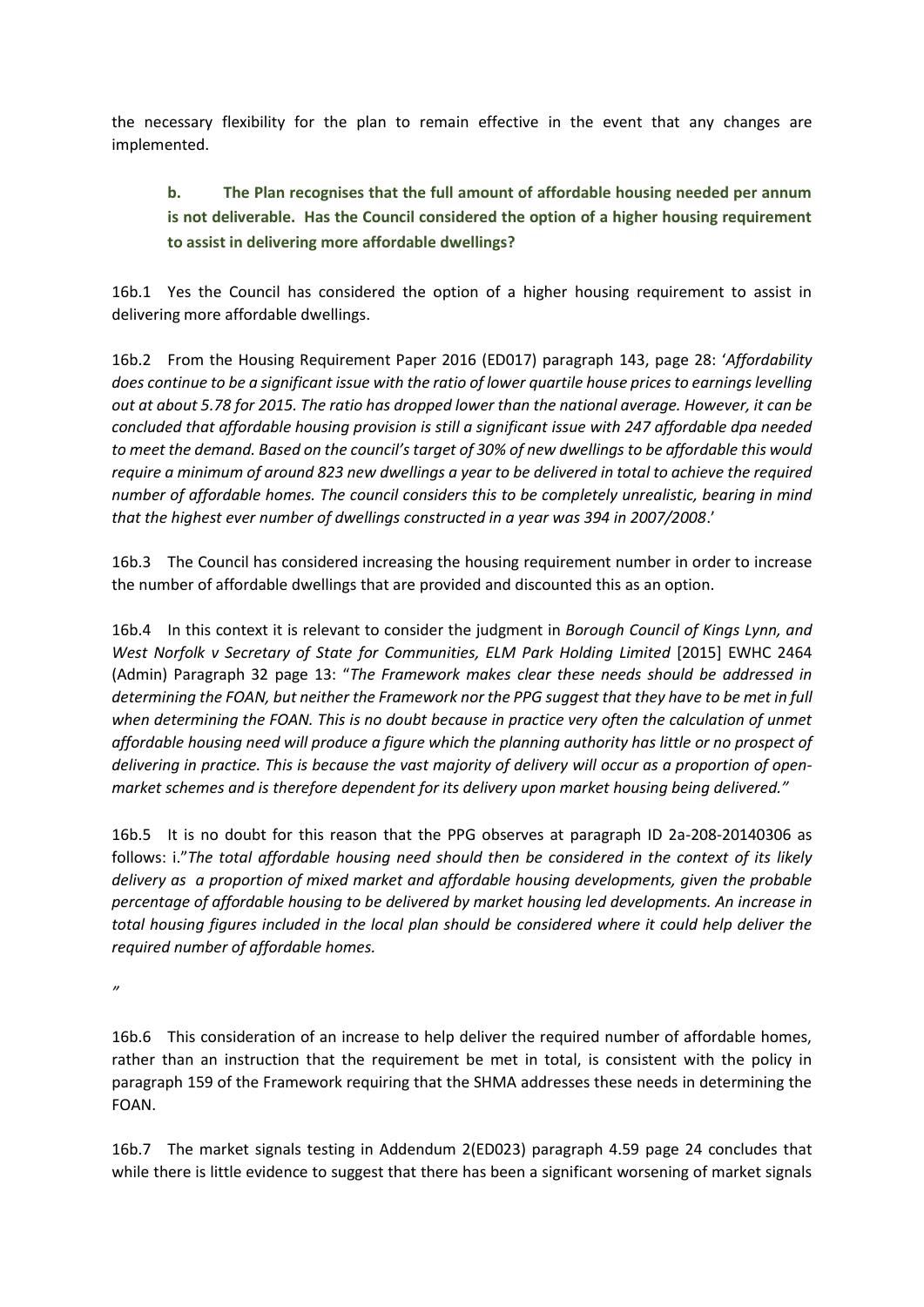the necessary flexibility for the plan to remain effective in the event that any changes are implemented.

**b. The Plan recognises that the full amount of affordable housing needed per annum is not deliverable. Has the Council considered the option of a higher housing requirement to assist in delivering more affordable dwellings?**

16b.1 Yes the Council has considered the option of a higher housing requirement to assist in delivering more affordable dwellings.

16b.2 From the Housing Requirement Paper 2016 (ED017) paragraph 143, page 28: '*Affordability does continue to be a significant issue with the ratio of lower quartile house prices to earnings levelling out at about 5.78 for 2015. The ratio has dropped lower than the national average. However, it can be concluded that affordable housing provision is still a significant issue with 247 affordable dpa needed to meet the demand. Based on the council's target of 30% of new dwellings to be affordable this would require a minimum of around 823 new dwellings a year to be delivered in total to achieve the required number of affordable homes. The council considers this to be completely unrealistic, bearing in mind that the highest ever number of dwellings constructed in a year was 394 in 2007/2008*.'

16b.3 The Council has considered increasing the housing requirement number in order to increase the number of affordable dwellings that are provided and discounted this as an option.

16b.4 In this context it is relevant to consider the judgment in *Borough Council of Kings Lynn, and West Norfolk v Secretary of State for Communities, ELM Park Holding Limited* [2015] EWHC 2464 (Admin) Paragraph 32 page 13: "*The Framework makes clear these needs should be addressed in determining the FOAN, but neither the Framework nor the PPG suggest that they have to be met in full when determining the FOAN. This is no doubt because in practice very often the calculation of unmet affordable housing need will produce a figure which the planning authority has little or no prospect of delivering in practice. This is because the vast majority of delivery will occur as a proportion of open-market schemes and is therefore dependent for its delivery upon market housing being delivered.*"

16b.5 It is no doubt for this reason that the PPG observes at paragraph ID 2a-208-20140306 as follows: i."*The total affordable housing need should then be considered in the context of its likely delivery as a proportion of mixed market and affordable housing developments, given the probable percentage of affordable housing to be delivered by market housing led developments. An increase in total housing figures included in the local plan should be considered where it could help deliver the required number of affordable homes.*

"

16b.6 This consideration of an increase to help deliver the required number of affordable homes, rather than an instruction that the requirement be met in total, is consistent with the policy in paragraph 159 of the Framework requiring that the SHMA addresses these needs in determining the FOAN.

16b.7 The market signals testing in Addendum 2(ED023) paragraph 4.59 page 24 concludes that while there is little evidence to suggest that there has been a significant worsening of market signals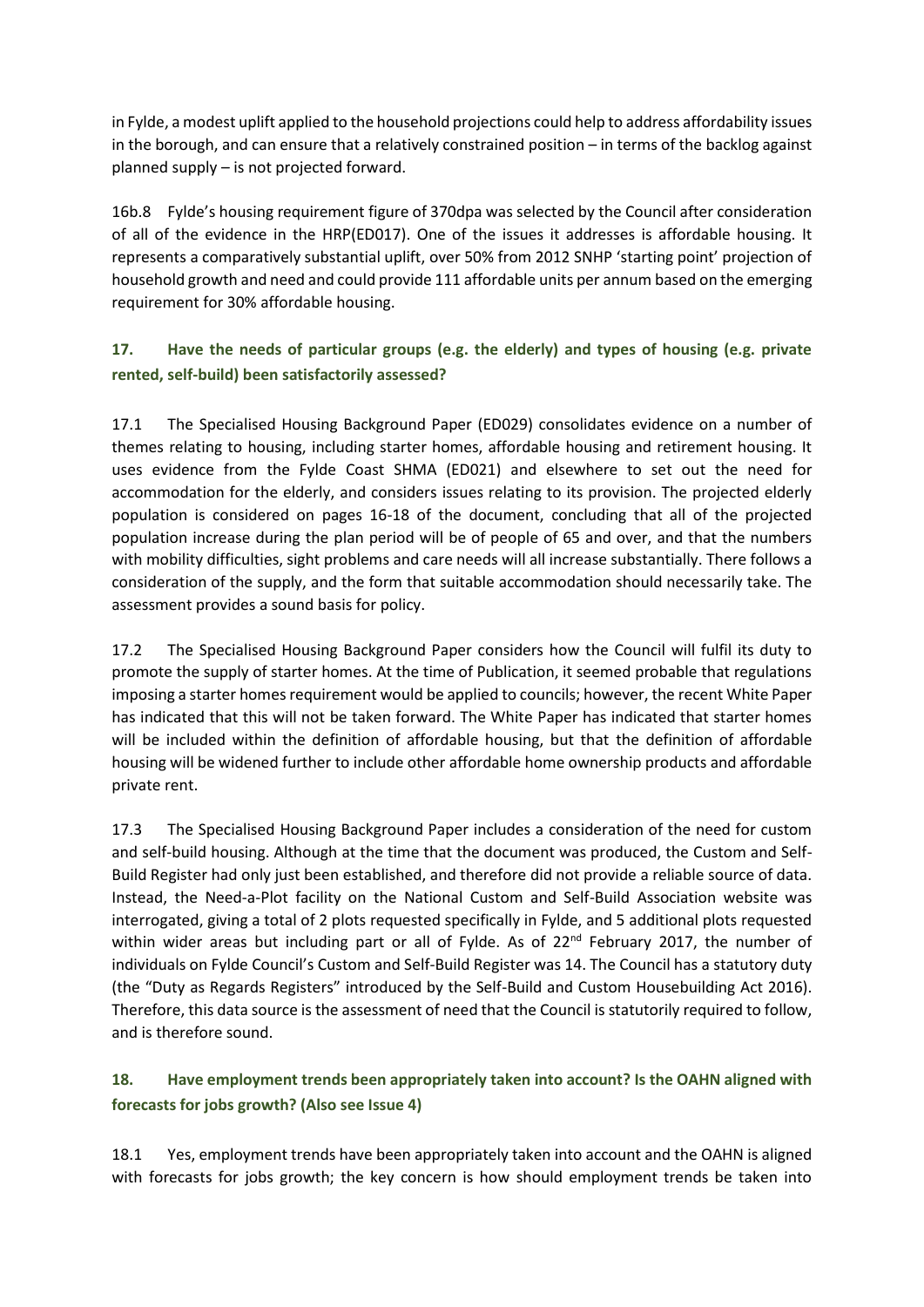in Fylde, a modest uplift applied to the household projections could help to address affordability issues in the borough, and can ensure that a relatively constrained position – in terms of the backlog against planned supply – is not projected forward.

16b.8 Fylde's housing requirement figure of 370dpa was selected by the Council after consideration of all of the evidence in the HRP(ED017). One of the issues it addresses is affordable housing. It represents a comparatively substantial uplift, over 50% from 2012 SNHP 'starting point' projection of household growth and need and could provide 111 affordable units per annum based on the emerging requirement for 30% affordable housing.

### 17. Have the needs of particular groups (e.g. the elderly) and types of housing (e.g. private rented, self-build) been satisfactorily assessed?

17.1 The Specialised Housing Background Paper (ED029) consolidates evidence on a number of themes relating to housing, including starter homes, affordable housing and retirement housing. It uses evidence from the Fylde Coast SHMA (ED021) and elsewhere to set out the need for accommodation for the elderly, and considers issues relating to its provision. The projected elderly population is considered on pages 16-18 of the document, concluding that all of the projected population increase during the plan period will be of people of 65 and over, and that the numbers with mobility difficulties, sight problems and care needs will all increase substantially. There follows a consideration of the supply, and the form that suitable accommodation should necessarily take. The assessment provides a sound basis for policy.

17.2 The Specialised Housing Background Paper considers how the Council will fulfil its duty to promote the supply of starter homes. At the time of Publication, it seemed probable that regulations imposing a starter homes requirement would be applied to councils; however, the recent White Paper has indicated that this will not be taken forward. The White Paper has indicated that starter homes will be included within the definition of affordable housing, but that the definition of affordable housing will be widened further to include other affordable home ownership products and affordable private rent.

17.3 The Specialised Housing Background Paper includes a consideration of the need for custom and self-build housing. Although at the time that the document was produced, the Custom and Self-Build Register had only just been established, and therefore did not provide a reliable source of data. Instead, the Need-a-Plot facility on the National Custom and Self-Build Association website was interrogated, giving a total of 2 plots requested specifically in Fylde, and 5 additional plots requested within wider areas but including part or all of Fylde. As of 22nd February 2017, the number of individuals on Fylde Council's Custom and Self-Build Register was 14. The Council has a statutory duty (the "Duty as Regards Registers" introduced by the Self-Build and Custom Housebuilding Act 2016). Therefore, this data source is the assessment of need that the Council is statutorily required to follow, and is therefore sound.

### 18. Have employment trends been appropriately taken into account? Is the OAHN aligned with forecasts for jobs growth? (Also see Issue 4)

18.1 Yes, employment trends have been appropriately taken into account and the OAHN is aligned with forecasts for jobs growth; the key concern is how should employment trends be taken into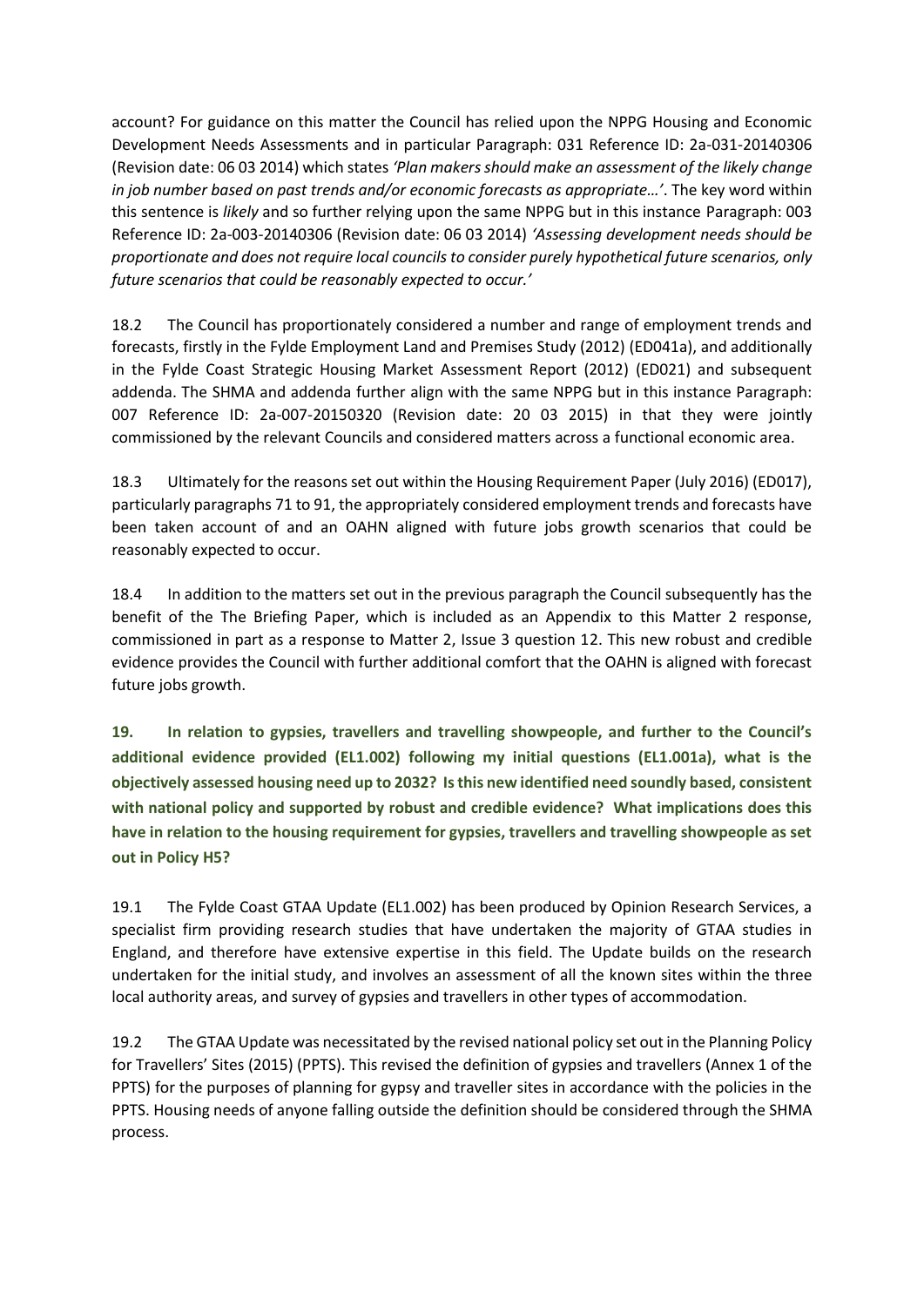account? For guidance on this matter the Council has relied upon the NPPG Housing and Economic Development Needs Assessments and in particular Paragraph: 031 Reference ID: 2a-031-20140306 (Revision date: 06 03 2014) which states *'Plan makers should make an assessment of the likely change in job number based on past trends and/or economic forecasts as appropriate…'*. The key word within this sentence is *likely* and so further relying upon the same NPPG but in this instance Paragraph: 003 Reference ID: 2a-003-20140306 (Revision date: 06 03 2014) *'Assessing development needs should be proportionate and does not require local councils to consider purely hypothetical future scenarios, only future scenarios that could be reasonably expected to occur.'*

18.2 The Council has proportionately considered a number and range of employment trends and forecasts, firstly in the Fylde Employment Land and Premises Study (2012) (ED041a), and additionally in the Fylde Coast Strategic Housing Market Assessment Report (2012) (ED021) and subsequent addenda. The SHMA and addenda further align with the same NPPG but in this instance Paragraph: 007 Reference ID: 2a-007-20150320 (Revision date: 20 03 2015) in that they were jointly commissioned by the relevant Councils and considered matters across a functional economic area.

18.3 Ultimately for the reasons set out within the Housing Requirement Paper (July 2016) (ED017), particularly paragraphs 71 to 91, the appropriately considered employment trends and forecasts have been taken account of and an OAHN aligned with future jobs growth scenarios that could be reasonably expected to occur.

18.4 In addition to the matters set out in the previous paragraph the Council subsequently has the benefit of the The Briefing Paper, which is included as an Appendix to this Matter 2 response, commissioned in part as a response to Matter 2, Issue 3 question 12. This new robust and credible evidence provides the Council with further additional comfort that the OAHN is aligned with forecast future jobs growth.

**19. In relation to gypsies, travellers and travelling showpeople, and further to the Council's additional evidence provided (EL1.002) following my initial questions (EL1.001a), what is the objectively assessed housing need up to 2032? Is this new identified need soundly based, consistent with national policy and supported by robust and credible evidence? What implications does this have in relation to the housing requirement for gypsies, travellers and travelling showpeople as set out in Policy H5?**

19.1 The Fylde Coast GTAA Update (EL1.002) has been produced by Opinion Research Services, a specialist firm providing research studies that have undertaken the majority of GTAA studies in England, and therefore have extensive expertise in this field. The Update builds on the research undertaken for the initial study, and involves an assessment of all the known sites within the three local authority areas, and survey of gypsies and travellers in other types of accommodation.

19.2 The GTAA Update was necessitated by the revised national policy set out in the Planning Policy for Travellers' Sites (2015) (PPTS). This revised the definition of gypsies and travellers (Annex 1 of the PPTS) for the purposes of planning for gypsy and traveller sites in accordance with the policies in the PPTS. Housing needs of anyone falling outside the definition should be considered through the SHMA process.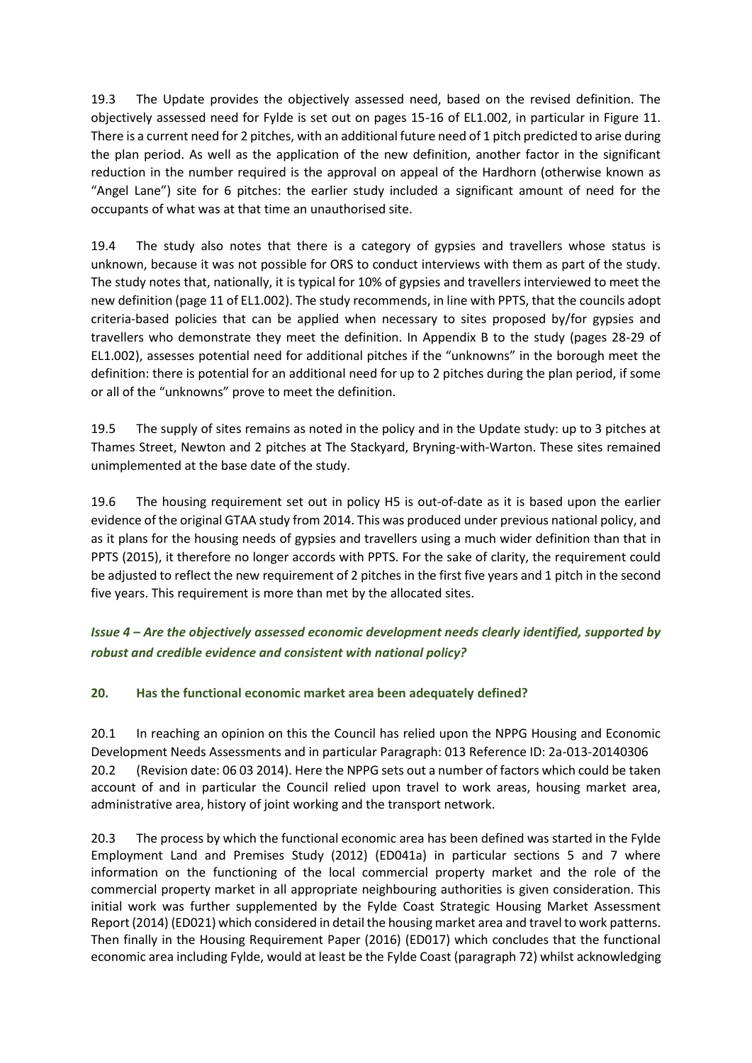19.3 The Update provides the objectively assessed need, based on the revised definition. The objectively assessed need for Fylde is set out on pages 15-16 of EL1.002, in particular in Figure 11. There is a current need for 2 pitches, with an additional future need of 1 pitch predicted to arise during the plan period. As well as the application of the new definition, another factor in the significant reduction in the number required is the approval on appeal of the Hardhorn (otherwise known as "Angel Lane") site for 6 pitches: the earlier study included a significant amount of need for the occupants of what was at that time an unauthorised site.

19.4 The study also notes that there is a category of gypsies and travellers whose status is unknown, because it was not possible for ORS to conduct interviews with them as part of the study. The study notes that, nationally, it is typical for 10% of gypsies and travellers interviewed to meet the new definition (page 11 of EL1.002). The study recommends, in line with PPTS, that the councils adopt criteria-based policies that can be applied when necessary to sites proposed by/for gypsies and travellers who demonstrate they meet the definition. In Appendix B to the study (pages 28-29 of EL1.002), assesses potential need for additional pitches if the "unknowns" in the borough meet the definition: there is potential for an additional need for up to 2 pitches during the plan period, if some or all of the "unknowns" prove to meet the definition.

19.5 The supply of sites remains as noted in the policy and in the Update study: up to 3 pitches at Thames Street, Newton and 2 pitches at The Stackyard, Bryning-with-Warton. These sites remained unimplemented at the base date of the study.

19.6 The housing requirement set out in policy H5 is out-of-date as it is based upon the earlier evidence of the original GTAA study from 2014. This was produced under previous national policy, and as it plans for the housing needs of gypsies and travellers using a much wider definition than that in PPTS (2015), it therefore no longer accords with PPTS. For the sake of clarity, the requirement could be adjusted to reflect the new requirement of 2 pitches in the first five years and 1 pitch in the second five years. This requirement is more than met by the allocated sites.

### *Issue 4 – Are the objectively assessed economic development needs clearly identified, supported by robust and credible evidence and consistent with national policy?*

**20. Has the functional economic market area been adequately defined?**

20.1 In reaching an opinion on this the Council has relied upon the NPPG Housing and Economic Development Needs Assessments and in particular Paragraph: 013 Reference ID: 2a-013-20140306

20.2 (Revision date: 06 03 2014). Here the NPPG sets out a number of factors which could be taken account of and in particular the Council relied upon travel to work areas, housing market area, administrative area, history of joint working and the transport network.

20.3 The process by which the functional economic area has been defined was started in the Fylde Employment Land and Premises Study (2012) (ED041a) in particular sections 5 and 7 where information on the functioning of the local commercial property market and the role of the commercial property market in all appropriate neighbouring authorities is given consideration. This initial work was further supplemented by the Fylde Coast Strategic Housing Market Assessment Report (2014) (ED021) which considered in detail the housing market area and travel to work patterns. Then finally in the Housing Requirement Paper (2016) (ED017) which concludes that the functional economic area including Fylde, would at least be the Fylde Coast (paragraph 72) whilst acknowledging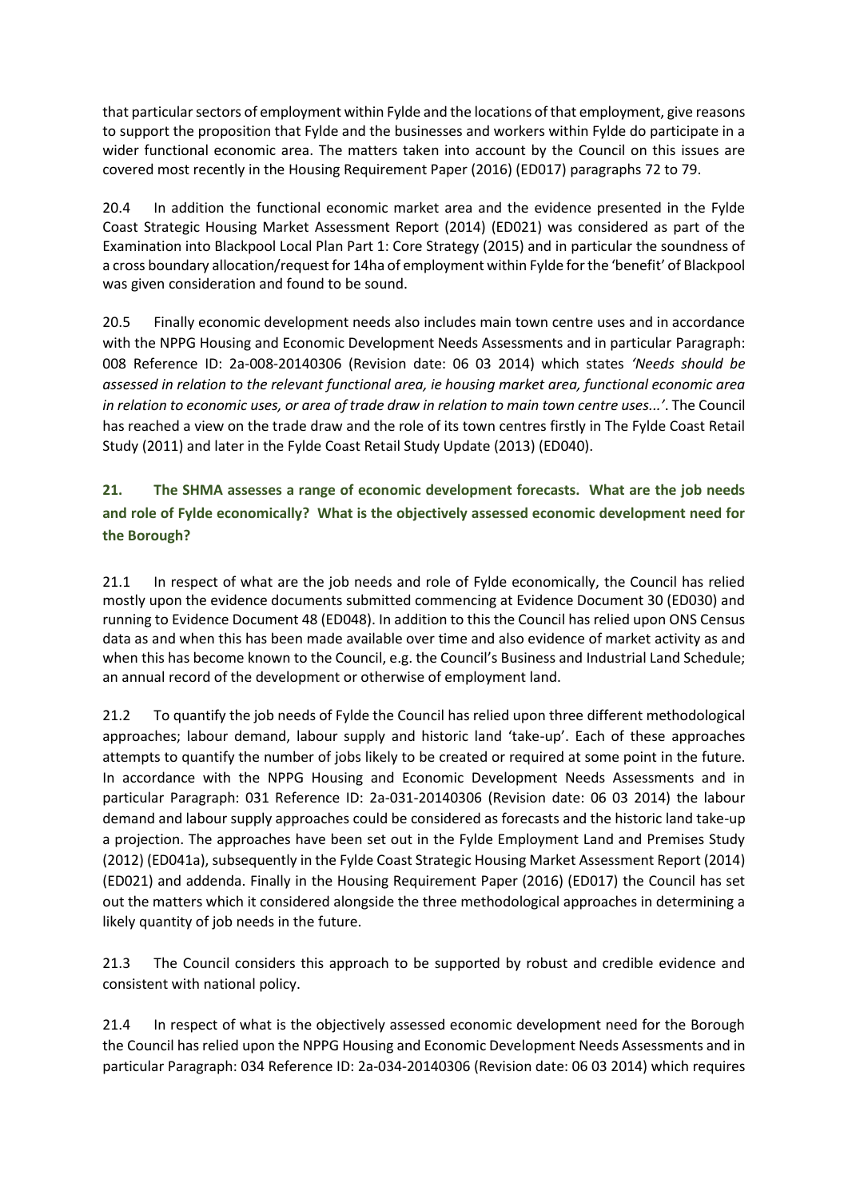that particular sectors of employment within Fylde and the locations of that employment, give reasons to support the proposition that Fylde and the businesses and workers within Fylde do participate in a wider functional economic area. The matters taken into account by the Council on this issues are covered most recently in the Housing Requirement Paper (2016) (ED017) paragraphs 72 to 79.

20.4 In addition the functional economic market area and the evidence presented in the Fylde Coast Strategic Housing Market Assessment Report (2014) (ED021) was considered as part of the Examination into Blackpool Local Plan Part 1: Core Strategy (2015) and in particular the soundness of a cross boundary allocation/request for 14ha of employment within Fylde for the 'benefit' of Blackpool was given consideration and found to be sound.

20.5 Finally economic development needs also includes main town centre uses and in accordance with the NPPG Housing and Economic Development Needs Assessments and in particular Paragraph: 008 Reference ID: 2a-008-20140306 (Revision date: 06 03 2014) which states *'Needs should be assessed in relation to the relevant functional area, ie housing market area, functional economic area in relation to economic uses, or area of trade draw in relation to main town centre uses...'*. The Council has reached a view on the trade draw and the role of its town centres firstly in The Fylde Coast Retail Study (2011) and later in the Fylde Coast Retail Study Update (2013) (ED040).

## 21. The SHMA assesses a range of economic development forecasts. What are the job needs and role of Fylde economically? What is the objectively assessed economic development need for the Borough?

21.1 In respect of what are the job needs and role of Fylde economically, the Council has relied mostly upon the evidence documents submitted commencing at Evidence Document 30 (ED030) and running to Evidence Document 48 (ED048). In addition to this the Council has relied upon ONS Census data as and when this has been made available over time and also evidence of market activity as and when this has become known to the Council, e.g. the Council's Business and Industrial Land Schedule; an annual record of the development or otherwise of employment land.

21.2 To quantify the job needs of Fylde the Council has relied upon three different methodological approaches; labour demand, labour supply and historic land 'take-up'. Each of these approaches attempts to quantify the number of jobs likely to be created or required at some point in the future. In accordance with the NPPG Housing and Economic Development Needs Assessments and in particular Paragraph: 031 Reference ID: 2a-031-20140306 (Revision date: 06 03 2014) the labour demand and labour supply approaches could be considered as forecasts and the historic land take-up a projection. The approaches have been set out in the Fylde Employment Land and Premises Study (2012) (ED041a), subsequently in the Fylde Coast Strategic Housing Market Assessment Report (2014) (ED021) and addenda. Finally in the Housing Requirement Paper (2016) (ED017) the Council has set out the matters which it considered alongside the three methodological approaches in determining a likely quantity of job needs in the future.

21.3 The Council considers this approach to be supported by robust and credible evidence and consistent with national policy.

21.4 In respect of what is the objectively assessed economic development need for the Borough the Council has relied upon the NPPG Housing and Economic Development Needs Assessments and in particular Paragraph: 034 Reference ID: 2a-034-20140306 (Revision date: 06 03 2014) which requires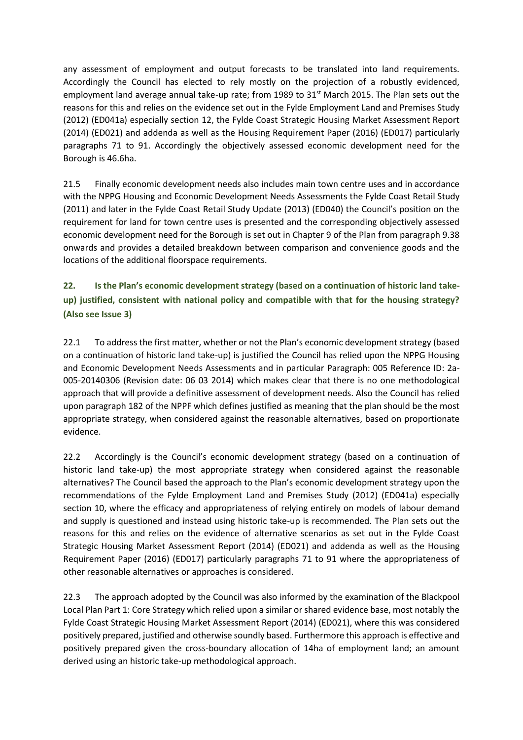any assessment of employment and output forecasts to be translated into land requirements. Accordingly the Council has elected to rely mostly on the projection of a robustly evidenced, employment land average annual take-up rate; from 1989 to 31st March 2015. The Plan sets out the reasons for this and relies on the evidence set out in the Fylde Employment Land and Premises Study (2012) (ED041a) especially section 12, the Fylde Coast Strategic Housing Market Assessment Report (2014) (ED021) and addenda as well as the Housing Requirement Paper (2016) (ED017) particularly paragraphs 71 to 91. Accordingly the objectively assessed economic development need for the Borough is 46.6ha.

21.5 Finally economic development needs also includes main town centre uses and in accordance with the NPPG Housing and Economic Development Needs Assessments the Fylde Coast Retail Study (2011) and later in the Fylde Coast Retail Study Update (2013) (ED040) the Council's position on the requirement for land for town centre uses is presented and the corresponding objectively assessed economic development need for the Borough is set out in Chapter 9 of the Plan from paragraph 9.38 onwards and provides a detailed breakdown between comparison and convenience goods and the locations of the additional floorspace requirements.

## 22. Is the Plan's economic development strategy (based on a continuation of historic land take-up) justified, consistent with national policy and compatible with that for the housing strategy? (Also see Issue 3)

22.1 To address the first matter, whether or not the Plan's economic development strategy (based on a continuation of historic land take-up) is justified the Council has relied upon the NPPG Housing and Economic Development Needs Assessments and in particular Paragraph: 005 Reference ID: 2a-005-20140306 (Revision date: 06 03 2014) which makes clear that there is no one methodological approach that will provide a definitive assessment of development needs. Also the Council has relied upon paragraph 182 of the NPPF which defines justified as meaning that the plan should be the most appropriate strategy, when considered against the reasonable alternatives, based on proportionate evidence.

22.2 Accordingly is the Council's economic development strategy (based on a continuation of historic land take-up) the most appropriate strategy when considered against the reasonable alternatives? The Council based the approach to the Plan's economic development strategy upon the recommendations of the Fylde Employment Land and Premises Study (2012) (ED041a) especially section 10, where the efficacy and appropriateness of relying entirely on models of labour demand and supply is questioned and instead using historic take-up is recommended. The Plan sets out the reasons for this and relies on the evidence of alternative scenarios as set out in the Fylde Coast Strategic Housing Market Assessment Report (2014) (ED021) and addenda as well as the Housing Requirement Paper (2016) (ED017) particularly paragraphs 71 to 91 where the appropriateness of other reasonable alternatives or approaches is considered.

22.3 The approach adopted by the Council was also informed by the examination of the Blackpool Local Plan Part 1: Core Strategy which relied upon a similar or shared evidence base, most notably the Fylde Coast Strategic Housing Market Assessment Report (2014) (ED021), where this was considered positively prepared, justified and otherwise soundly based. Furthermore this approach is effective and positively prepared given the cross-boundary allocation of 14ha of employment land; an amount derived using an historic take-up methodological approach.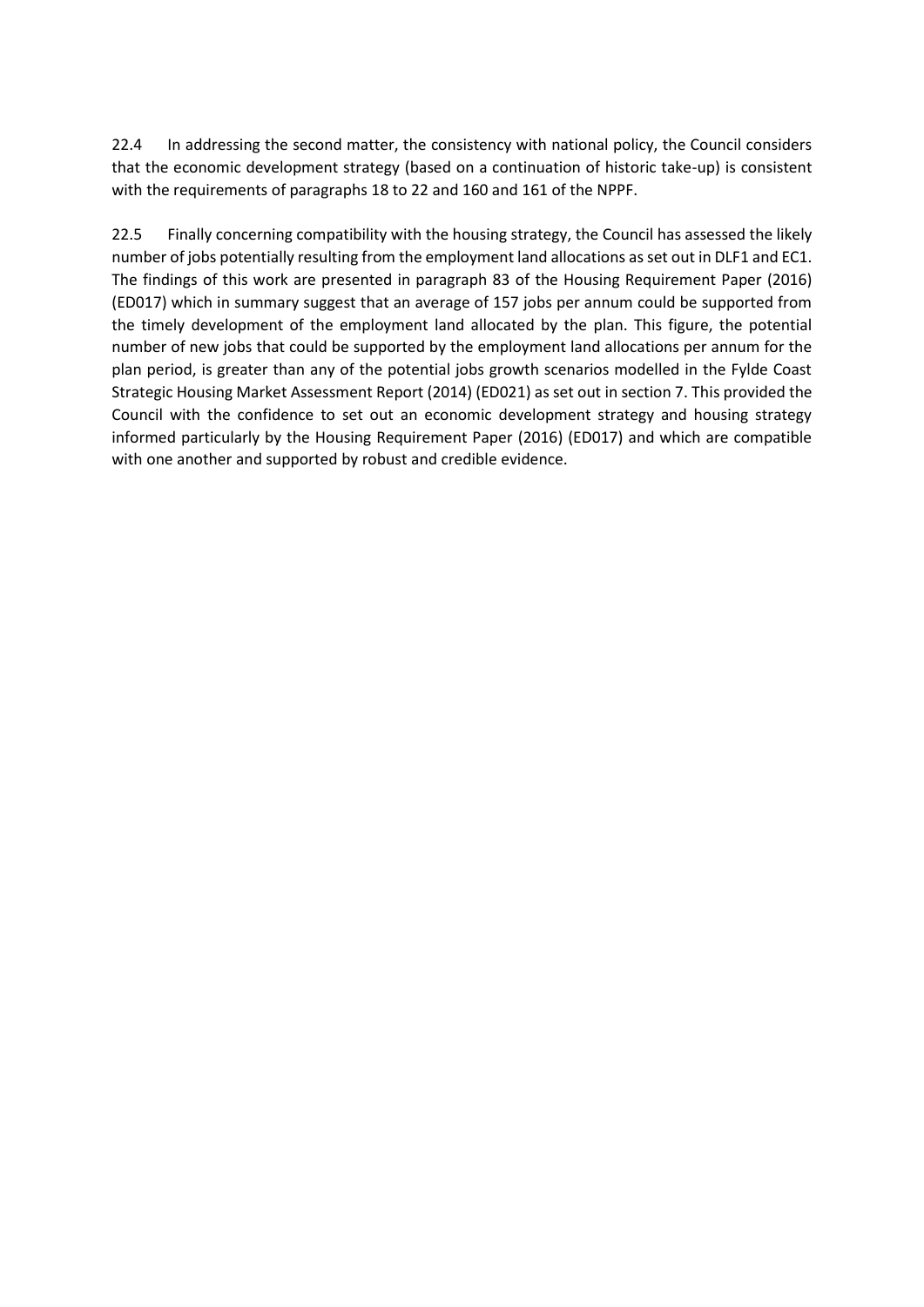22.4 In addressing the second matter, the consistency with national policy, the Council considers that the economic development strategy (based on a continuation of historic take-up) is consistent with the requirements of paragraphs 18 to 22 and 160 and 161 of the NPPF.

22.5 Finally concerning compatibility with the housing strategy, the Council has assessed the likely number of jobs potentially resulting from the employment land allocations as set out in DLF1 and EC1. The findings of this work are presented in paragraph 83 of the Housing Requirement Paper (2016) (ED017) which in summary suggest that an average of 157 jobs per annum could be supported from the timely development of the employment land allocated by the plan. This figure, the potential number of new jobs that could be supported by the employment land allocations per annum for the plan period, is greater than any of the potential jobs growth scenarios modelled in the Fylde Coast Strategic Housing Market Assessment Report (2014) (ED021) as set out in section 7. This provided the Council with the confidence to set out an economic development strategy and housing strategy informed particularly by the Housing Requirement Paper (2016) (ED017) and which are compatible with one another and supported by robust and credible evidence.